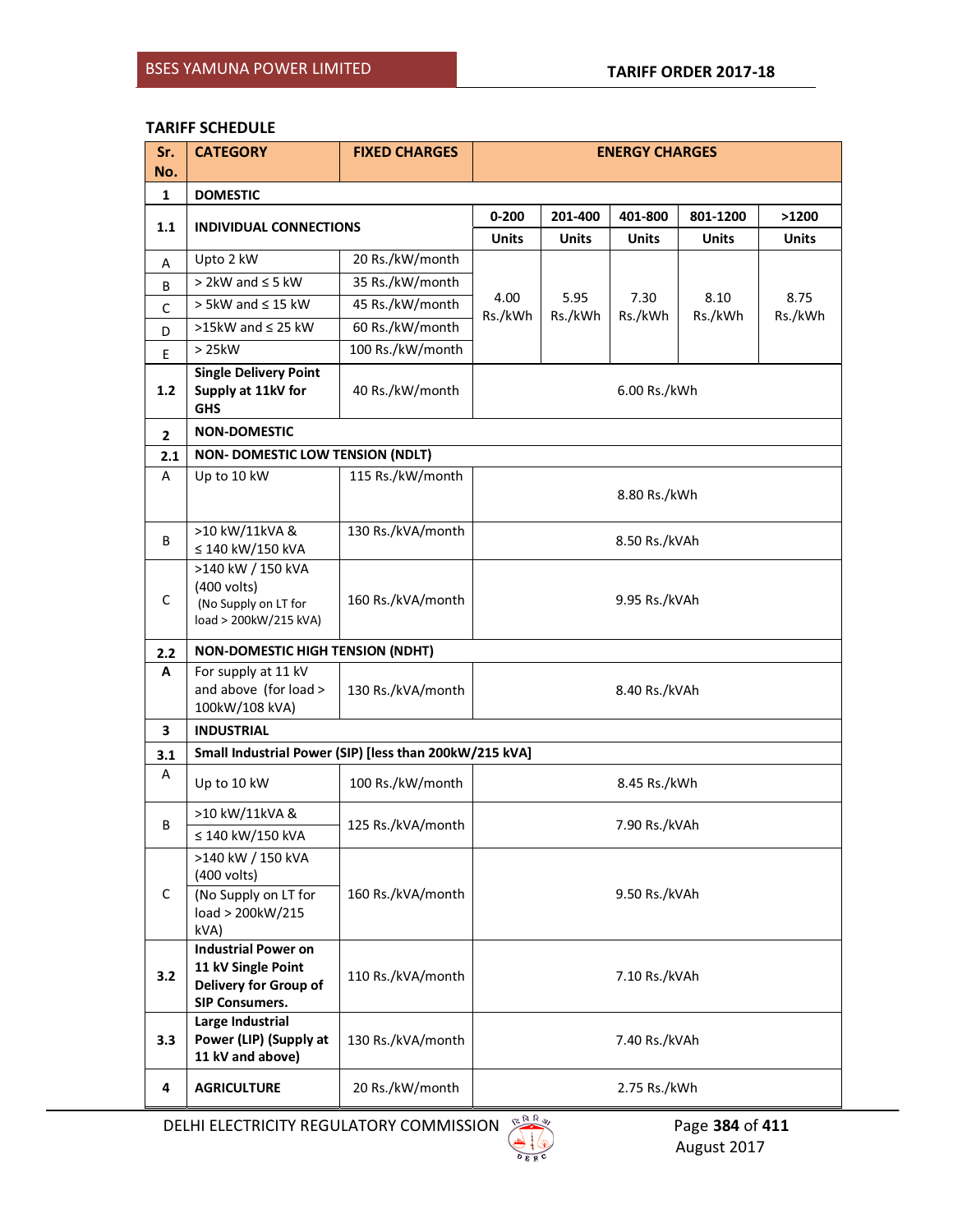## TARIFF SCHEDULE

| Sr. No. | CATEGORY | FIXED CHARGES | ENERGY CHARGES | | | | |
|---|---|---|---|---|---|---|---|
| **1** | **DOMESTIC** | | | | | | |
| **1.1** | **INDIVIDUAL CONNECTIONS** | | **0-200 Units** | **201-400 Units** | **401-800 Units** | **801-1200 Units** | **>1200 Units** |
| A | Upto 2 kW | 20 Rs./kW/month | 4.00 Rs./kWh | 5.95 Rs./kWh | 7.30 Rs./kWh | 8.10 Rs./kWh | 8.75 Rs./kWh |
| B | > 2kW and ≤ 5 kW | 35 Rs./kW/month | | | | | |
| C | > 5kW and ≤ 15 kW | 45 Rs./kW/month | | | | | |
| D | >15kW and ≤ 25 kW | 60 Rs./kW/month | | | | | |
| E | > 25kW | 100 Rs./kW/month | | | | | |
| **1.2** | **Single Delivery Point Supply at 11kV for GHS** | 40 Rs./kW/month | 6.00 Rs./kWh | | | | |
| **2** | **NON-DOMESTIC** | | | | | | |
| **2.1** | **NON- DOMESTIC LOW TENSION (NDLT)** | | | | | | |
| A | Up to 10 kW | 115 Rs./kW/month | 8.80 Rs./kWh | | | | |
| B | >10 kW/11kVA & ≤ 140 kW/150 kVA | 130 Rs./kVA/month | 8.50 Rs./kVAh | | | | |
| C | >140 kW / 150 kVA (400 volts) (No Supply on LT for load > 200kW/215 kVA) | 160 Rs./kVA/month | 9.95 Rs./kVAh | | | | |
| **2.2** | **NON-DOMESTIC HIGH TENSION (NDHT)** | | | | | | |
| **A** | For supply at 11 kV and above (for load > 100kW/108 kVA) | 130 Rs./kVA/month | 8.40 Rs./kVAh | | | | |
| **3** | **INDUSTRIAL** | | | | | | |
| **3.1** | **Small Industrial Power (SIP) [less than 200kW/215 kVA]** | | | | | | |
| A | Up to 10 kW | 100 Rs./kW/month | 8.45 Rs./kWh | | | | |
| B | >10 kW/11kVA & ≤ 140 kW/150 kVA | 125 Rs./kVA/month | 7.90 Rs./kVAh | | | | |
| C | >140 kW / 150 kVA (400 volts) (No Supply on LT for load > 200kW/215 kVA) | 160 Rs./kVA/month | 9.50 Rs./kVAh | | | | |
| **3.2** | **Industrial Power on 11 kV Single Point Delivery for Group of SIP Consumers.** | 110 Rs./kVA/month | 7.10 Rs./kVAh | | | | |
| **3.3** | **Large Industrial Power (LIP) (Supply at 11 kV and above)** | 130 Rs./kVA/month | 7.40 Rs./kVAh | | | | |
| **4** | **AGRICULTURE** | 20 Rs./kW/month | 2.75 Rs./kWh | | | | |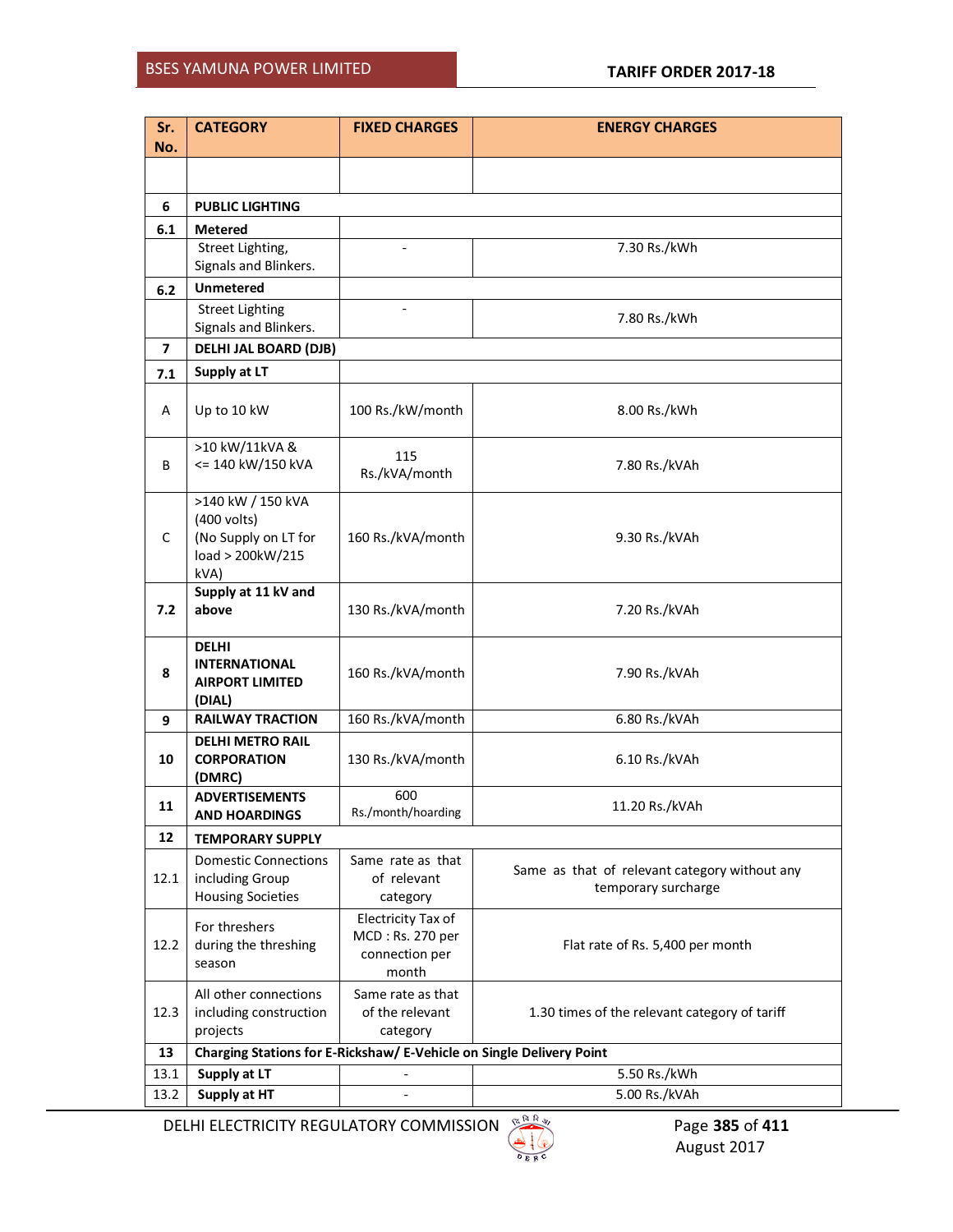| Sr. No. | CATEGORY | FIXED CHARGES | ENERGY CHARGES |
|---|---|---|---|
| | | | |
| **6** | **PUBLIC LIGHTING** | | |
| **6.1** | **Metered** | | |
| | Street Lighting, Signals and Blinkers. | - | 7.30 Rs./kWh |
| **6.2** | **Unmetered** | | |
| | Street Lighting Signals and Blinkers. | - | 7.80 Rs./kWh |
| **7** | **DELHI JAL BOARD (DJB)** | | |
| **7.1** | **Supply at LT** | | |
| A | Up to 10 kW | 100 Rs./kW/month | 8.00 Rs./kWh |
| B | >10 kW/11kVA & <= 140 kW/150 kVA | 115 Rs./kVA/month | 7.80 Rs./kVAh |
| C | >140 kW / 150 kVA (400 volts) (No Supply on LT for load > 200kW/215 kVA) | 160 Rs./kVA/month | 9.30 Rs./kVAh |
| **7.2** | **Supply at 11 kV and above** | 130 Rs./kVA/month | 7.20 Rs./kVAh |
| **8** | **DELHI INTERNATIONAL AIRPORT LIMITED (DIAL)** | 160 Rs./kVA/month | 7.90 Rs./kVAh |
| **9** | **RAILWAY TRACTION** | 160 Rs./kVA/month | 6.80 Rs./kVAh |
| **10** | **DELHI METRO RAIL CORPORATION (DMRC)** | 130 Rs./kVA/month | 6.10 Rs./kVAh |
| **11** | **ADVERTISEMENTS AND HOARDINGS** | 600 Rs./month/hoarding | 11.20 Rs./kVAh |
| **12** | **TEMPORARY SUPPLY** | | |
| 12.1 | Domestic Connections including Group Housing Societies | Same rate as that of relevant category | Same as that of relevant category without any temporary surcharge |
| 12.2 | For threshers during the threshing season | Electricity Tax of MCD : Rs. 270 per connection per month | Flat rate of Rs. 5,400 per month |
| 12.3 | All other connections including construction projects | Same rate as that of the relevant category | 1.30 times of the relevant category of tariff |
| **13** | **Charging Stations for E-Rickshaw/ E-Vehicle on Single Delivery Point** | | |
| 13.1 | **Supply at LT** | - | 5.50 Rs./kWh |
| 13.2 | **Supply at HT** | - | 5.00 Rs./kVAh |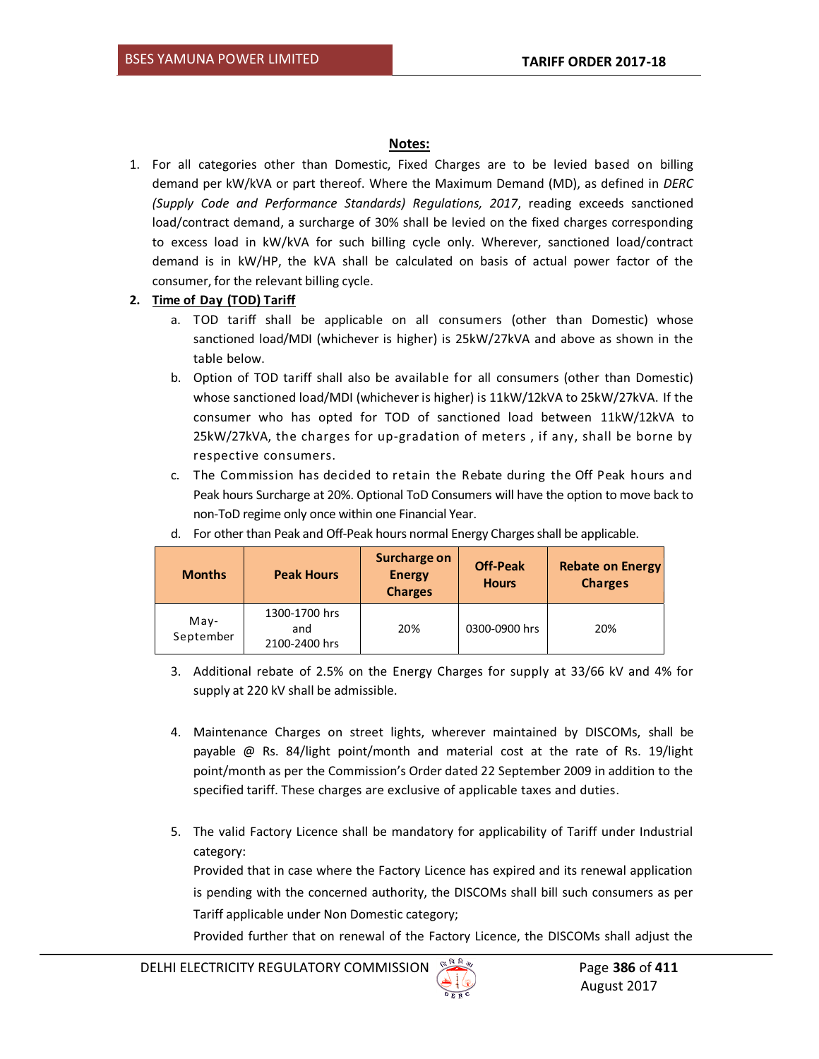## Notes:

1. For all categories other than Domestic, Fixed Charges are to be levied based on billing demand per kW/kVA or part thereof. Where the Maximum Demand (MD), as defined in *DERC (Supply Code and Performance Standards) Regulations, 2017*, reading exceeds sanctioned load/contract demand, a surcharge of 30% shall be levied on the fixed charges corresponding to excess load in kW/kVA for such billing cycle only. Wherever, sanctioned load/contract demand is in kW/HP, the kVA shall be calculated on basis of actual power factor of the consumer, for the relevant billing cycle.

2. **Time of Day (TOD) Tariff**

   a. TOD tariff shall be applicable on all consumers (other than Domestic) whose sanctioned load/MDI (whichever is higher) is 25kW/27kVA and above as shown in the table below.

   b. Option of TOD tariff shall also be available for all consumers (other than Domestic) whose sanctioned load/MDI (whichever is higher) is 11kW/12kVA to 25kW/27kVA. If the consumer who has opted for TOD of sanctioned load between 11kW/12kVA to 25kW/27kVA, the charges for up-gradation of meters , if any, shall be borne by respective consumers.

   c. The Commission has decided to retain the Rebate during the Off Peak hours and Peak hours Surcharge at 20%. Optional ToD Consumers will have the option to move back to non-ToD regime only once within one Financial Year.

   d. For other than Peak and Off-Peak hours normal Energy Charges shall be applicable.

| Months | Peak Hours | Surcharge on Energy Charges | Off-Peak Hours | Rebate on Energy Charges |
|---|---|---|---|---|
| May-September | 1300-1700 hrs and 2100-2400 hrs | 20% | 0300-0900 hrs | 20% |

3. Additional rebate of 2.5% on the Energy Charges for supply at 33/66 kV and 4% for supply at 220 kV shall be admissible.

4. Maintenance Charges on street lights, wherever maintained by DISCOMs, shall be payable @ Rs. 84/light point/month and material cost at the rate of Rs. 19/light point/month as per the Commission's Order dated 22 September 2009 in addition to the specified tariff. These charges are exclusive of applicable taxes and duties.

5. The valid Factory Licence shall be mandatory for applicability of Tariff under Industrial category:

   Provided that in case where the Factory Licence has expired and its renewal application is pending with the concerned authority, the DISCOMs shall bill such consumers as per Tariff applicable under Non Domestic category;

   Provided further that on renewal of the Factory Licence, the DISCOMs shall adjust the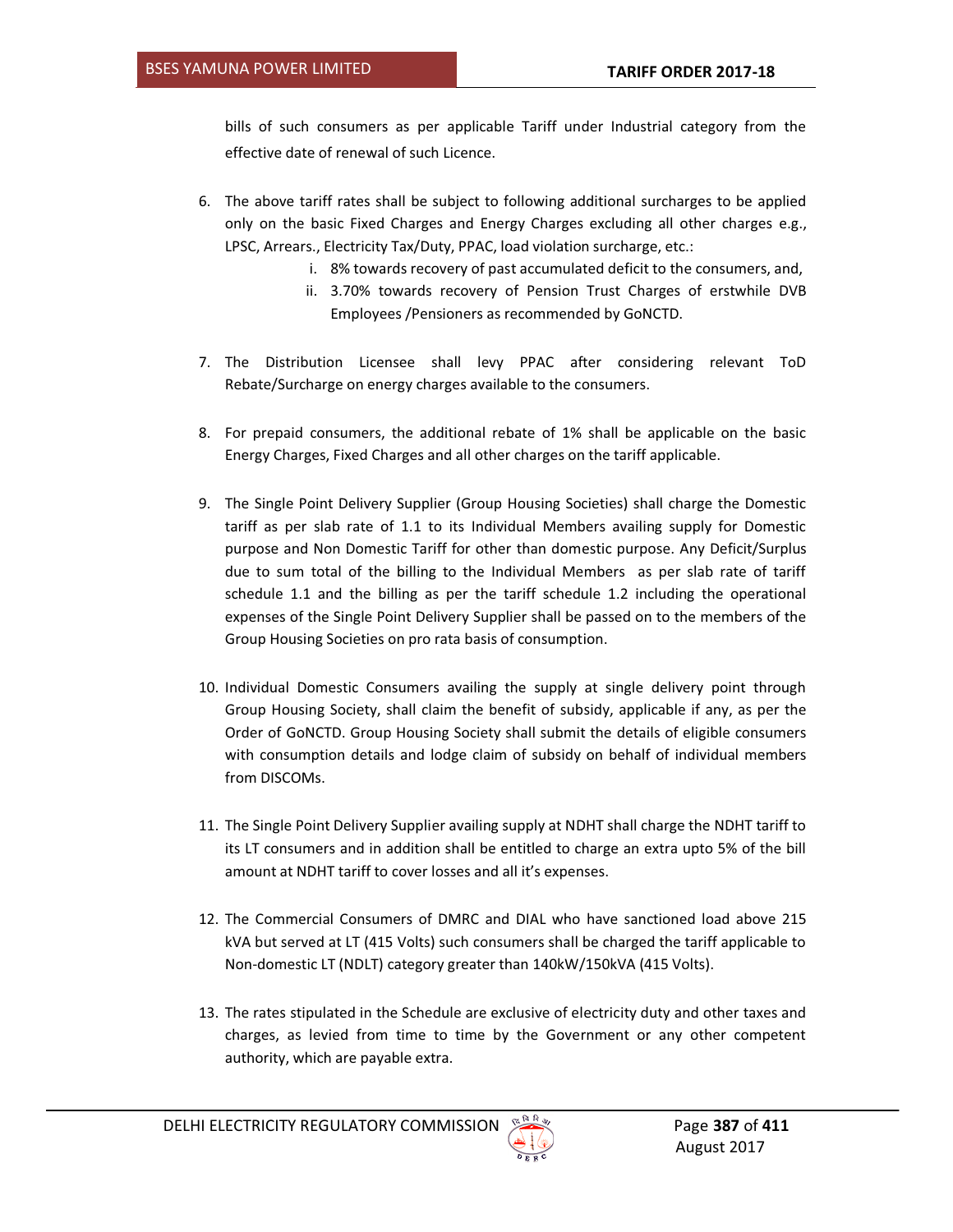bills of such consumers as per applicable Tariff under Industrial category from the effective date of renewal of such Licence.

6. The above tariff rates shall be subject to following additional surcharges to be applied only on the basic Fixed Charges and Energy Charges excluding all other charges e.g., LPSC, Arrears., Electricity Tax/Duty, PPAC, load violation surcharge, etc.:
    i. 8% towards recovery of past accumulated deficit to the consumers, and,
    ii. 3.70% towards recovery of Pension Trust Charges of erstwhile DVB Employees /Pensioners as recommended by GoNCTD.

7. The Distribution Licensee shall levy PPAC after considering relevant ToD Rebate/Surcharge on energy charges available to the consumers.

8. For prepaid consumers, the additional rebate of 1% shall be applicable on the basic Energy Charges, Fixed Charges and all other charges on the tariff applicable.

9. The Single Point Delivery Supplier (Group Housing Societies) shall charge the Domestic tariff as per slab rate of 1.1 to its Individual Members availing supply for Domestic purpose and Non Domestic Tariff for other than domestic purpose. Any Deficit/Surplus due to sum total of the billing to the Individual Members as per slab rate of tariff schedule 1.1 and the billing as per the tariff schedule 1.2 including the operational expenses of the Single Point Delivery Supplier shall be passed on to the members of the Group Housing Societies on pro rata basis of consumption.

10. Individual Domestic Consumers availing the supply at single delivery point through Group Housing Society, shall claim the benefit of subsidy, applicable if any, as per the Order of GoNCTD. Group Housing Society shall submit the details of eligible consumers with consumption details and lodge claim of subsidy on behalf of individual members from DISCOMs.

11. The Single Point Delivery Supplier availing supply at NDHT shall charge the NDHT tariff to its LT consumers and in addition shall be entitled to charge an extra upto 5% of the bill amount at NDHT tariff to cover losses and all it's expenses.

12. The Commercial Consumers of DMRC and DIAL who have sanctioned load above 215 kVA but served at LT (415 Volts) such consumers shall be charged the tariff applicable to Non-domestic LT (NDLT) category greater than 140kW/150kVA (415 Volts).

13. The rates stipulated in the Schedule are exclusive of electricity duty and other taxes and charges, as levied from time to time by the Government or any other competent authority, which are payable extra.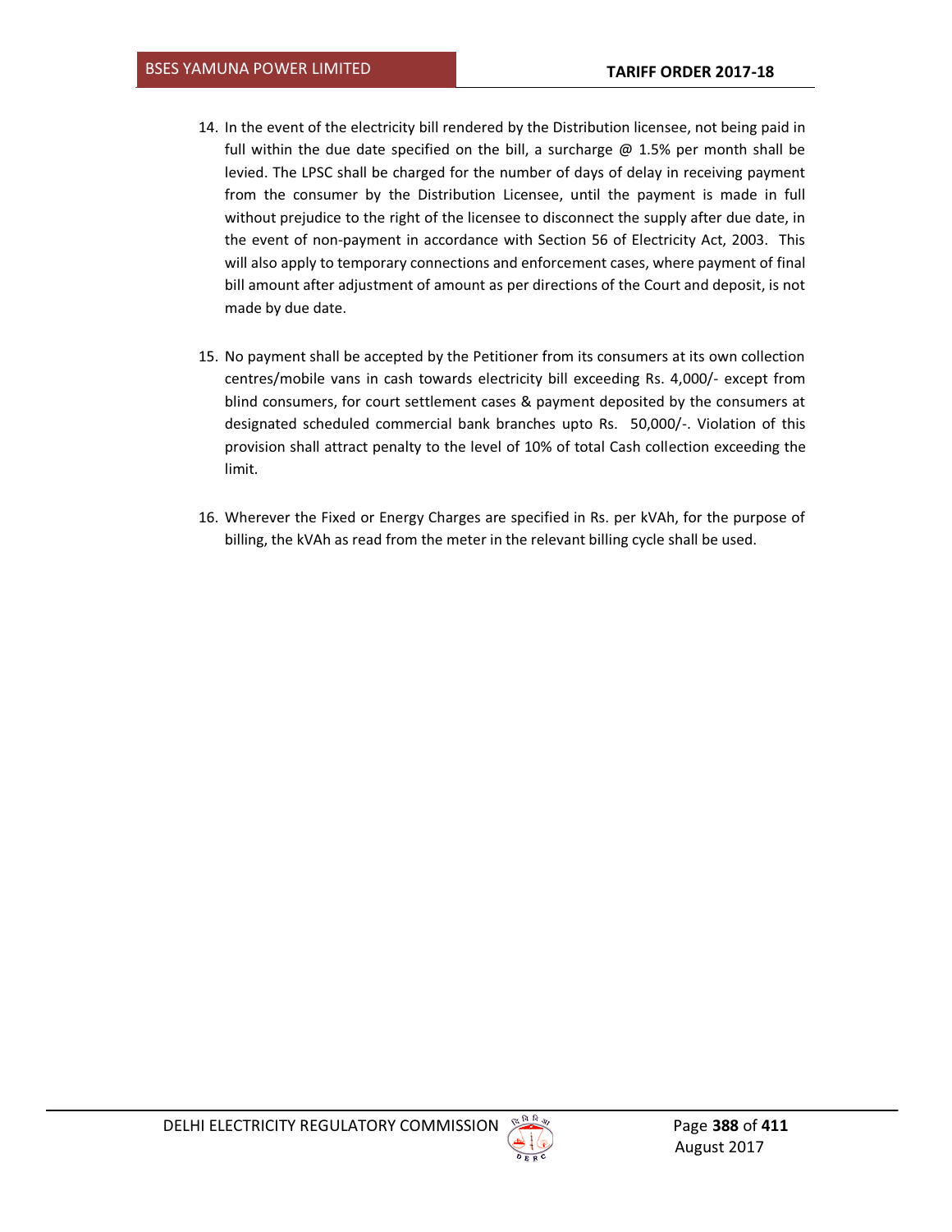14. In the event of the electricity bill rendered by the Distribution licensee, not being paid in full within the due date specified on the bill, a surcharge @ 1.5% per month shall be levied. The LPSC shall be charged for the number of days of delay in receiving payment from the consumer by the Distribution Licensee, until the payment is made in full without prejudice to the right of the licensee to disconnect the supply after due date, in the event of non-payment in accordance with Section 56 of Electricity Act, 2003. This will also apply to temporary connections and enforcement cases, where payment of final bill amount after adjustment of amount as per directions of the Court and deposit, is not made by due date.

15. No payment shall be accepted by the Petitioner from its consumers at its own collection centres/mobile vans in cash towards electricity bill exceeding Rs. 4,000/- except from blind consumers, for court settlement cases & payment deposited by the consumers at designated scheduled commercial bank branches upto Rs. 50,000/-. Violation of this provision shall attract penalty to the level of 10% of total Cash collection exceeding the limit.

16. Wherever the Fixed or Energy Charges are specified in Rs. per kVAh, for the purpose of billing, the kVAh as read from the meter in the relevant billing cycle shall be used.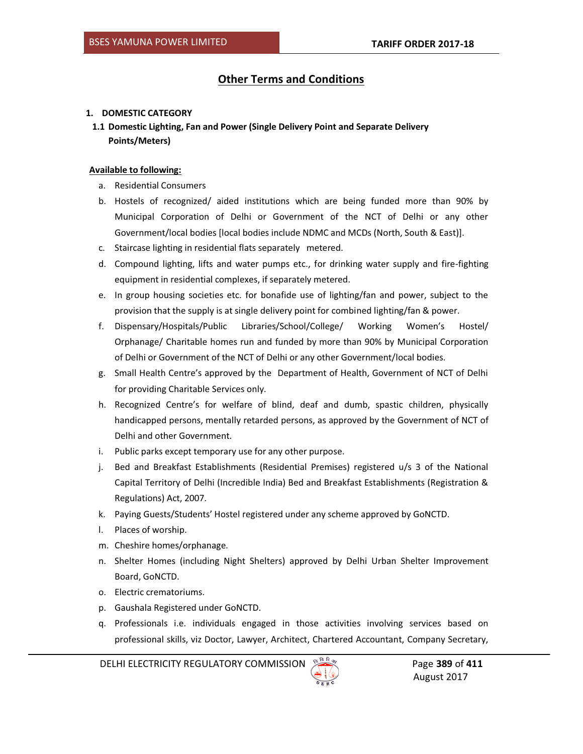## Other Terms and Conditions

**1. DOMESTIC CATEGORY**

**1.1 Domestic Lighting, Fan and Power (Single Delivery Point and Separate Delivery Points/Meters)**

**Available to following:**

a. Residential Consumers

b. Hostels of recognized/ aided institutions which are being funded more than 90% by Municipal Corporation of Delhi or Government of the NCT of Delhi or any other Government/local bodies [local bodies include NDMC and MCDs (North, South & East)].

c. Staircase lighting in residential flats separately metered.

d. Compound lighting, lifts and water pumps etc., for drinking water supply and fire-fighting equipment in residential complexes, if separately metered.

e. In group housing societies etc. for bonafide use of lighting/fan and power, subject to the provision that the supply is at single delivery point for combined lighting/fan & power.

f. Dispensary/Hospitals/Public Libraries/School/College/ Working Women's Hostel/ Orphanage/ Charitable homes run and funded by more than 90% by Municipal Corporation of Delhi or Government of the NCT of Delhi or any other Government/local bodies.

g. Small Health Centre's approved by the Department of Health, Government of NCT of Delhi for providing Charitable Services only.

h. Recognized Centre's for welfare of blind, deaf and dumb, spastic children, physically handicapped persons, mentally retarded persons, as approved by the Government of NCT of Delhi and other Government.

i. Public parks except temporary use for any other purpose.

j. Bed and Breakfast Establishments (Residential Premises) registered u/s 3 of the National Capital Territory of Delhi (Incredible India) Bed and Breakfast Establishments (Registration & Regulations) Act, 2007.

k. Paying Guests/Students' Hostel registered under any scheme approved by GoNCTD.

l. Places of worship.

m. Cheshire homes/orphanage.

n. Shelter Homes (including Night Shelters) approved by Delhi Urban Shelter Improvement Board, GoNCTD.

o. Electric crematoriums.

p. Gaushala Registered under GoNCTD.

q. Professionals i.e. individuals engaged in those activities involving services based on professional skills, viz Doctor, Lawyer, Architect, Chartered Accountant, Company Secretary,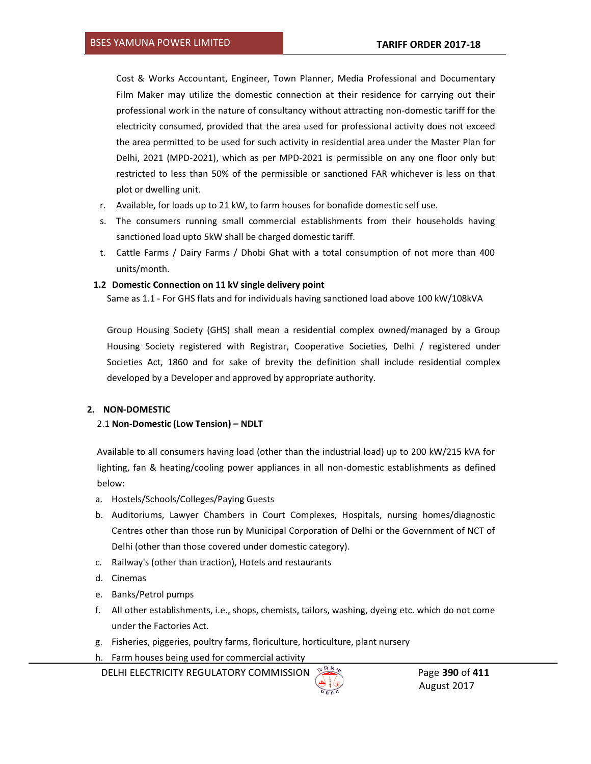Cost & Works Accountant, Engineer, Town Planner, Media Professional and Documentary Film Maker may utilize the domestic connection at their residence for carrying out their professional work in the nature of consultancy without attracting non-domestic tariff for the electricity consumed, provided that the area used for professional activity does not exceed the area permitted to be used for such activity in residential area under the Master Plan for Delhi, 2021 (MPD-2021), which as per MPD-2021 is permissible on any one floor only but restricted to less than 50% of the permissible or sanctioned FAR whichever is less on that plot or dwelling unit.

r. Available, for loads up to 21 kW, to farm houses for bonafide domestic self use.

s. The consumers running small commercial establishments from their households having sanctioned load upto 5kW shall be charged domestic tariff.

t. Cattle Farms / Dairy Farms / Dhobi Ghat with a total consumption of not more than 400 units/month.

### 1.2 Domestic Connection on 11 kV single delivery point

Same as 1.1 - For GHS flats and for individuals having sanctioned load above 100 kW/108kVA

Group Housing Society (GHS) shall mean a residential complex owned/managed by a Group Housing Society registered with Registrar, Cooperative Societies, Delhi / registered under Societies Act, 1860 and for sake of brevity the definition shall include residential complex developed by a Developer and approved by appropriate authority.

## 2. NON-DOMESTIC

### 2.1 Non-Domestic (Low Tension) – NDLT

Available to all consumers having load (other than the industrial load) up to 200 kW/215 kVA for lighting, fan & heating/cooling power appliances in all non-domestic establishments as defined below:

a. Hostels/Schools/Colleges/Paying Guests

b. Auditoriums, Lawyer Chambers in Court Complexes, Hospitals, nursing homes/diagnostic Centres other than those run by Municipal Corporation of Delhi or the Government of NCT of Delhi (other than those covered under domestic category).

c. Railway's (other than traction), Hotels and restaurants

d. Cinemas

e. Banks/Petrol pumps

f. All other establishments, i.e., shops, chemists, tailors, washing, dyeing etc. which do not come under the Factories Act.

g. Fisheries, piggeries, poultry farms, floriculture, horticulture, plant nursery

h. Farm houses being used for commercial activity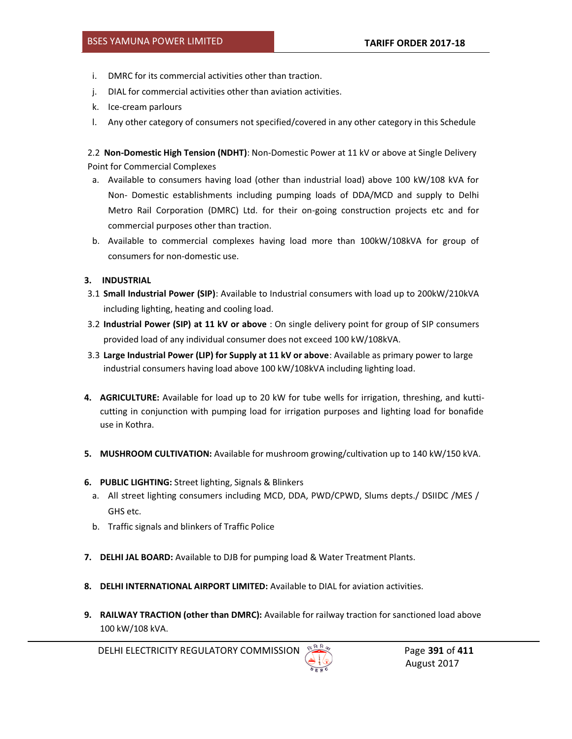i. DMRC for its commercial activities other than traction.

j. DIAL for commercial activities other than aviation activities.

k. Ice-cream parlours

l. Any other category of consumers not specified/covered in any other category in this Schedule

2.2 **Non-Domestic High Tension (NDHT)**: Non-Domestic Power at 11 kV or above at Single Delivery Point for Commercial Complexes

a. Available to consumers having load (other than industrial load) above 100 kW/108 kVA for Non- Domestic establishments including pumping loads of DDA/MCD and supply to Delhi Metro Rail Corporation (DMRC) Ltd. for their on-going construction projects etc and for commercial purposes other than traction.

b. Available to commercial complexes having load more than 100kW/108kVA for group of consumers for non-domestic use.

**3. INDUSTRIAL**

3.1 **Small Industrial Power (SIP)**: Available to Industrial consumers with load up to 200kW/210kVA including lighting, heating and cooling load.

3.2 **Industrial Power (SIP) at 11 kV or above** : On single delivery point for group of SIP consumers provided load of any individual consumer does not exceed 100 kW/108kVA.

3.3 **Large Industrial Power (LIP) for Supply at 11 kV or above**: Available as primary power to large industrial consumers having load above 100 kW/108kVA including lighting load.

**4. AGRICULTURE:** Available for load up to 20 kW for tube wells for irrigation, threshing, and kutti-cutting in conjunction with pumping load for irrigation purposes and lighting load for bonafide use in Kothra.

**5. MUSHROOM CULTIVATION:** Available for mushroom growing/cultivation up to 140 kW/150 kVA.

**6. PUBLIC LIGHTING:** Street lighting, Signals & Blinkers

a. All street lighting consumers including MCD, DDA, PWD/CPWD, Slums depts./ DSIIDC /MES / GHS etc.

b. Traffic signals and blinkers of Traffic Police

**7. DELHI JAL BOARD:** Available to DJB for pumping load & Water Treatment Plants.

**8. DELHI INTERNATIONAL AIRPORT LIMITED:** Available to DIAL for aviation activities.

**9. RAILWAY TRACTION (other than DMRC):** Available for railway traction for sanctioned load above 100 kW/108 kVA.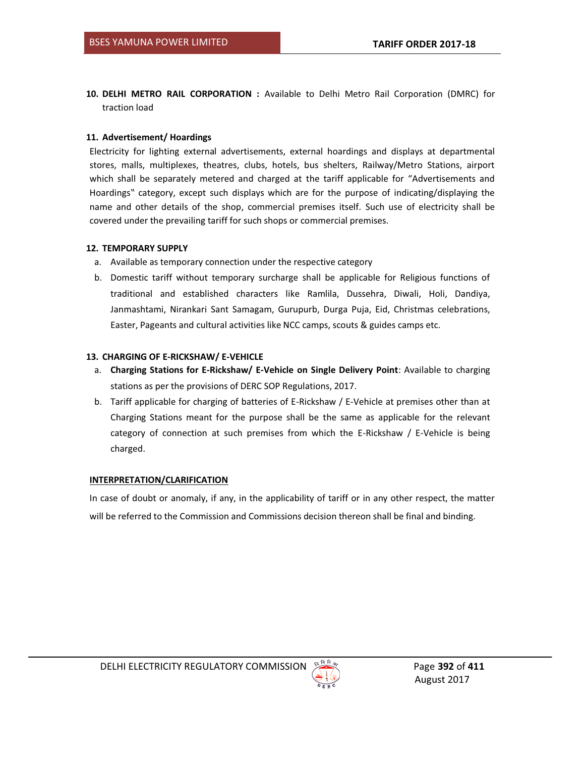**10. DELHI METRO RAIL CORPORATION :** Available to Delhi Metro Rail Corporation (DMRC) for traction load

**11. Advertisement/ Hoardings**

Electricity for lighting external advertisements, external hoardings and displays at departmental stores, malls, multiplexes, theatres, clubs, hotels, bus shelters, Railway/Metro Stations, airport which shall be separately metered and charged at the tariff applicable for "Advertisements and Hoardings‟ category, except such displays which are for the purpose of indicating/displaying the name and other details of the shop, commercial premises itself. Such use of electricity shall be covered under the prevailing tariff for such shops or commercial premises.

**12. TEMPORARY SUPPLY**

a. Available as temporary connection under the respective category
b. Domestic tariff without temporary surcharge shall be applicable for Religious functions of traditional and established characters like Ramlila, Dussehra, Diwali, Holi, Dandiya, Janmashtami, Nirankari Sant Samagam, Gurupurb, Durga Puja, Eid, Christmas celebrations, Easter, Pageants and cultural activities like NCC camps, scouts & guides camps etc.

**13. CHARGING OF E-RICKSHAW/ E-VEHICLE**

a. **Charging Stations for E-Rickshaw/ E-Vehicle on Single Delivery Point**: Available to charging stations as per the provisions of DERC SOP Regulations, 2017.
b. Tariff applicable for charging of batteries of E-Rickshaw / E-Vehicle at premises other than at Charging Stations meant for the purpose shall be the same as applicable for the relevant category of connection at such premises from which the E-Rickshaw / E-Vehicle is being charged.

**INTERPRETATION/CLARIFICATION**

In case of doubt or anomaly, if any, in the applicability of tariff or in any other respect, the matter will be referred to the Commission and Commissions decision thereon shall be final and binding.